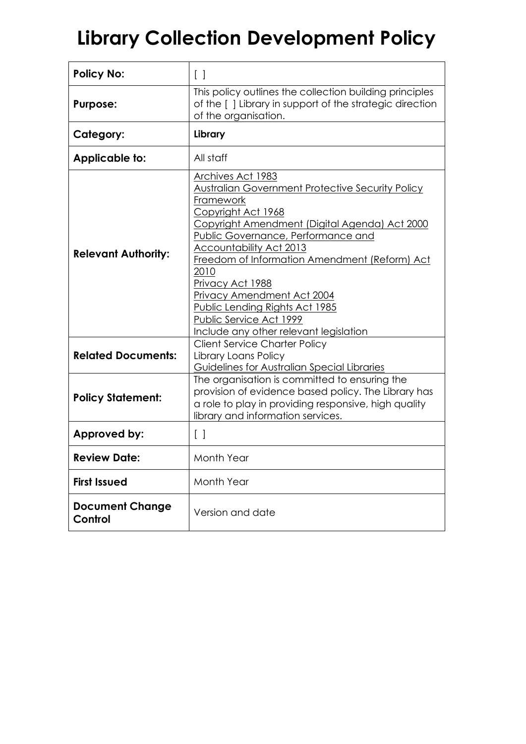# Library Collection Development Policy

| | |
|---|---|
| **Policy No:** | [ ] |
| **Purpose:** | This policy outlines the collection building principles of the [ ] Library in support of the strategic direction of the organisation. |
| **Category:** | **Library** |
| **Applicable to:** | All staff |
| **Relevant Authority:** | Archives Act 1983<br>Australian Government Protective Security Policy Framework<br>Copyright Act 1968<br>Copyright Amendment (Digital Agenda) Act 2000<br>Public Governance, Performance and Accountability Act 2013<br>Freedom of Information Amendment (Reform) Act 2010<br>Privacy Act 1988<br>Privacy Amendment Act 2004<br>Public Lending Rights Act 1985<br>Public Service Act 1999<br>Include any other relevant legislation |
| **Related Documents:** | Client Service Charter Policy<br>Library Loans Policy<br>Guidelines for Australian Special Libraries |
| **Policy Statement:** | The organisation is committed to ensuring the provision of evidence based policy. The Library has a role to play in providing responsive, high quality library and information services. |
| **Approved by:** | [ ] |
| **Review Date:** | Month Year |
| **First Issued** | Month Year |
| **Document Change Control** | Version and date |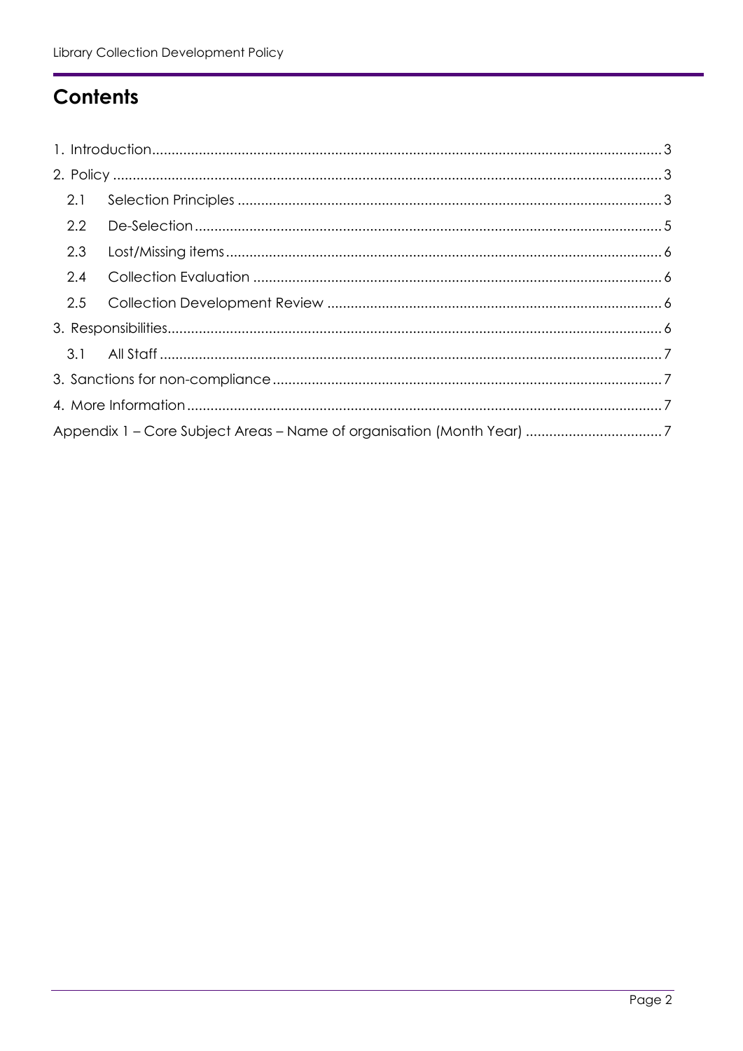# Contents

1. Introduction .......... 3
2. Policy .......... 3
   - 2.1 Selection Principles .......... 3
   - 2.2 De-Selection .......... 5
   - 2.3 Lost/Missing items .......... 6
   - 2.4 Collection Evaluation .......... 6
   - 2.5 Collection Development Review .......... 6
3. Responsibilities .......... 6
   - 3.1 All Staff .......... 7

3. Sanctions for non-compliance .......... 7

4. More Information .......... 7

Appendix 1 – Core Subject Areas – Name of organisation (Month Year) .......... 7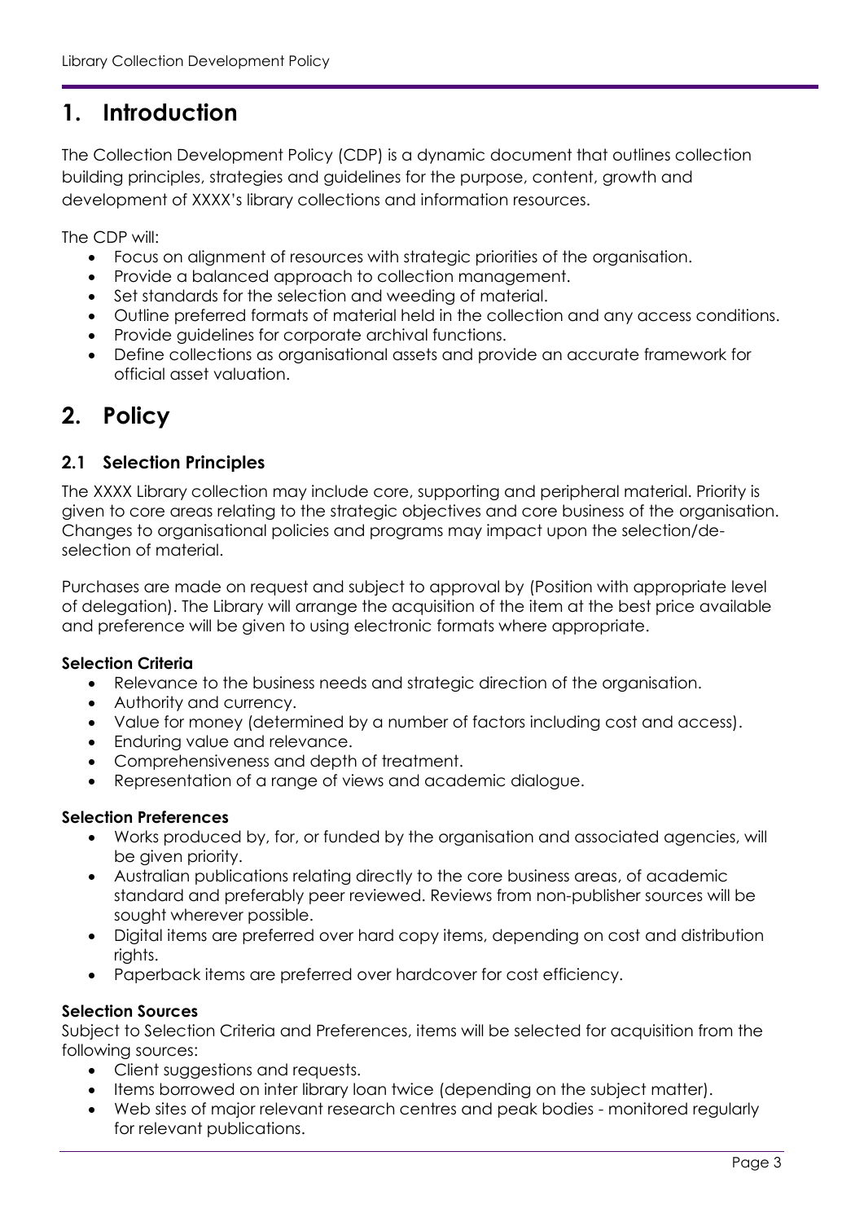# 1. Introduction

The Collection Development Policy (CDP) is a dynamic document that outlines collection building principles, strategies and guidelines for the purpose, content, growth and development of XXXX's library collections and information resources.

The CDP will:

- Focus on alignment of resources with strategic priorities of the organisation.
- Provide a balanced approach to collection management.
- Set standards for the selection and weeding of material.
- Outline preferred formats of material held in the collection and any access conditions.
- Provide guidelines for corporate archival functions.
- Define collections as organisational assets and provide an accurate framework for official asset valuation.

# 2. Policy

## 2.1 Selection Principles

The XXXX Library collection may include core, supporting and peripheral material. Priority is given to core areas relating to the strategic objectives and core business of the organisation. Changes to organisational policies and programs may impact upon the selection/de-selection of material.

Purchases are made on request and subject to approval by (Position with appropriate level of delegation). The Library will arrange the acquisition of the item at the best price available and preference will be given to using electronic formats where appropriate.

**Selection Criteria**

- Relevance to the business needs and strategic direction of the organisation.
- Authority and currency.
- Value for money (determined by a number of factors including cost and access).
- Enduring value and relevance.
- Comprehensiveness and depth of treatment.
- Representation of a range of views and academic dialogue.

**Selection Preferences**

- Works produced by, for, or funded by the organisation and associated agencies, will be given priority.
- Australian publications relating directly to the core business areas, of academic standard and preferably peer reviewed. Reviews from non-publisher sources will be sought wherever possible.
- Digital items are preferred over hard copy items, depending on cost and distribution rights.
- Paperback items are preferred over hardcover for cost efficiency.

**Selection Sources**

Subject to Selection Criteria and Preferences, items will be selected for acquisition from the following sources:

- Client suggestions and requests.
- Items borrowed on inter library loan twice (depending on the subject matter).
- Web sites of major relevant research centres and peak bodies - monitored regularly for relevant publications.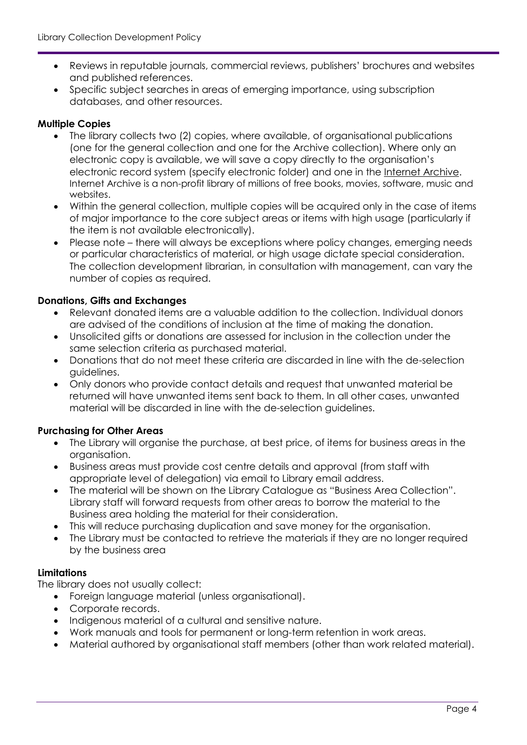- Reviews in reputable journals, commercial reviews, publishers' brochures and websites and published references.
- Specific subject searches in areas of emerging importance, using subscription databases, and other resources.

**Multiple Copies**

- The library collects two (2) copies, where available, of organisational publications (one for the general collection and one for the Archive collection). Where only an electronic copy is available, we will save a copy directly to the organisation's electronic record system (specify electronic folder) and one in the Internet Archive. Internet Archive is a non-profit library of millions of free books, movies, software, music and websites.
- Within the general collection, multiple copies will be acquired only in the case of items of major importance to the core subject areas or items with high usage (particularly if the item is not available electronically).
- Please note – there will always be exceptions where policy changes, emerging needs or particular characteristics of material, or high usage dictate special consideration. The collection development librarian, in consultation with management, can vary the number of copies as required.

**Donations, Gifts and Exchanges**

- Relevant donated items are a valuable addition to the collection. Individual donors are advised of the conditions of inclusion at the time of making the donation.
- Unsolicited gifts or donations are assessed for inclusion in the collection under the same selection criteria as purchased material.
- Donations that do not meet these criteria are discarded in line with the de-selection guidelines.
- Only donors who provide contact details and request that unwanted material be returned will have unwanted items sent back to them. In all other cases, unwanted material will be discarded in line with the de-selection guidelines.

**Purchasing for Other Areas**

- The Library will organise the purchase, at best price, of items for business areas in the organisation.
- Business areas must provide cost centre details and approval (from staff with appropriate level of delegation) via email to Library email address.
- The material will be shown on the Library Catalogue as "Business Area Collection". Library staff will forward requests from other areas to borrow the material to the Business area holding the material for their consideration.
- This will reduce purchasing duplication and save money for the organisation.
- The Library must be contacted to retrieve the materials if they are no longer required by the business area

**Limitations**

The library does not usually collect:

- Foreign language material (unless organisational).
- Corporate records.
- Indigenous material of a cultural and sensitive nature.
- Work manuals and tools for permanent or long-term retention in work areas.
- Material authored by organisational staff members (other than work related material).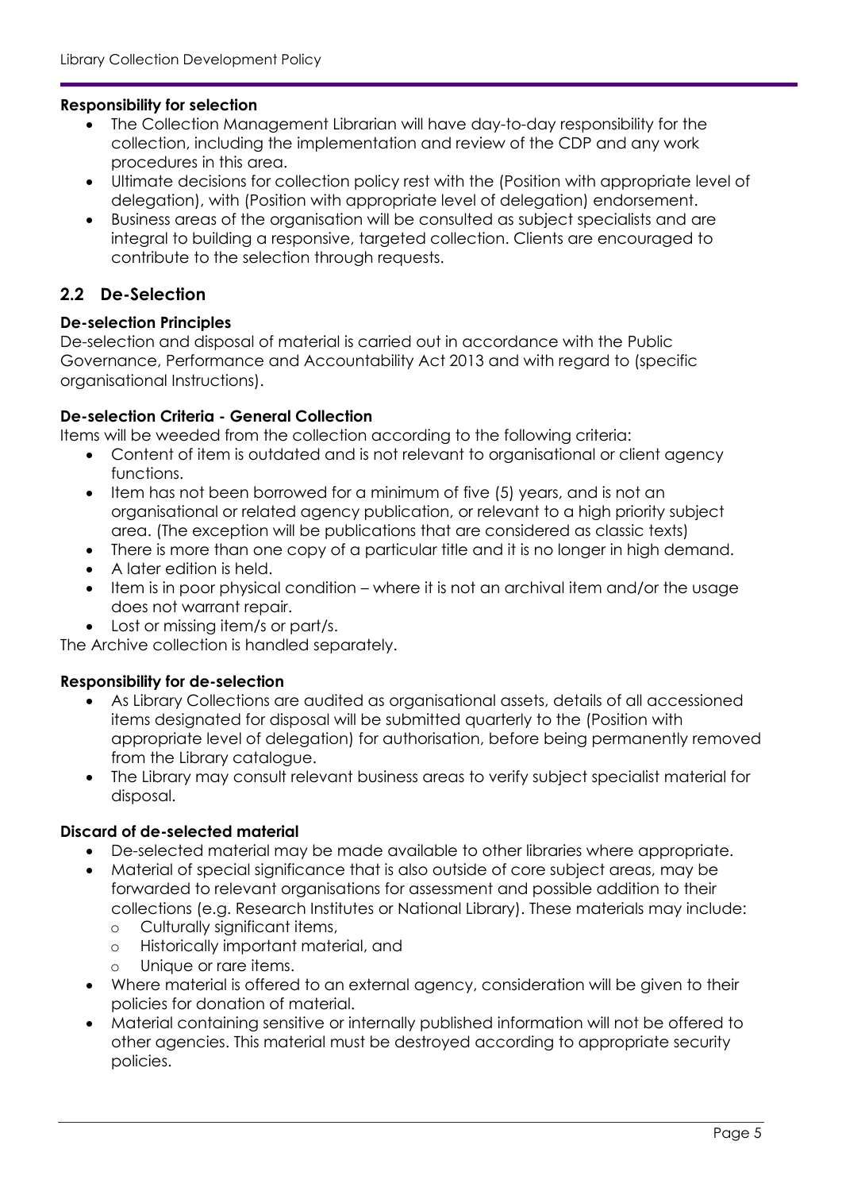**Responsibility for selection**

- The Collection Management Librarian will have day-to-day responsibility for the collection, including the implementation and review of the CDP and any work procedures in this area.
- Ultimate decisions for collection policy rest with the (Position with appropriate level of delegation), with (Position with appropriate level of delegation) endorsement.
- Business areas of the organisation will be consulted as subject specialists and are integral to building a responsive, targeted collection. Clients are encouraged to contribute to the selection through requests.

## 2.2 De-Selection

**De-selection Principles**

De-selection and disposal of material is carried out in accordance with the Public Governance, Performance and Accountability Act 2013 and with regard to (specific organisational Instructions).

**De-selection Criteria - General Collection**

Items will be weeded from the collection according to the following criteria:

- Content of item is outdated and is not relevant to organisational or client agency functions.
- Item has not been borrowed for a minimum of five (5) years, and is not an organisational or related agency publication, or relevant to a high priority subject area. (The exception will be publications that are considered as classic texts)
- There is more than one copy of a particular title and it is no longer in high demand.
- A later edition is held.
- Item is in poor physical condition – where it is not an archival item and/or the usage does not warrant repair.
- Lost or missing item/s or part/s.

The Archive collection is handled separately.

**Responsibility for de-selection**

- As Library Collections are audited as organisational assets, details of all accessioned items designated for disposal will be submitted quarterly to the (Position with appropriate level of delegation) for authorisation, before being permanently removed from the Library catalogue.
- The Library may consult relevant business areas to verify subject specialist material for disposal.

**Discard of de-selected material**

- De-selected material may be made available to other libraries where appropriate.
- Material of special significance that is also outside of core subject areas, may be forwarded to relevant organisations for assessment and possible addition to their collections (e.g. Research Institutes or National Library). These materials may include:
  - Culturally significant items,
  - Historically important material, and
  - Unique or rare items.
- Where material is offered to an external agency, consideration will be given to their policies for donation of material.
- Material containing sensitive or internally published information will not be offered to other agencies. This material must be destroyed according to appropriate security policies.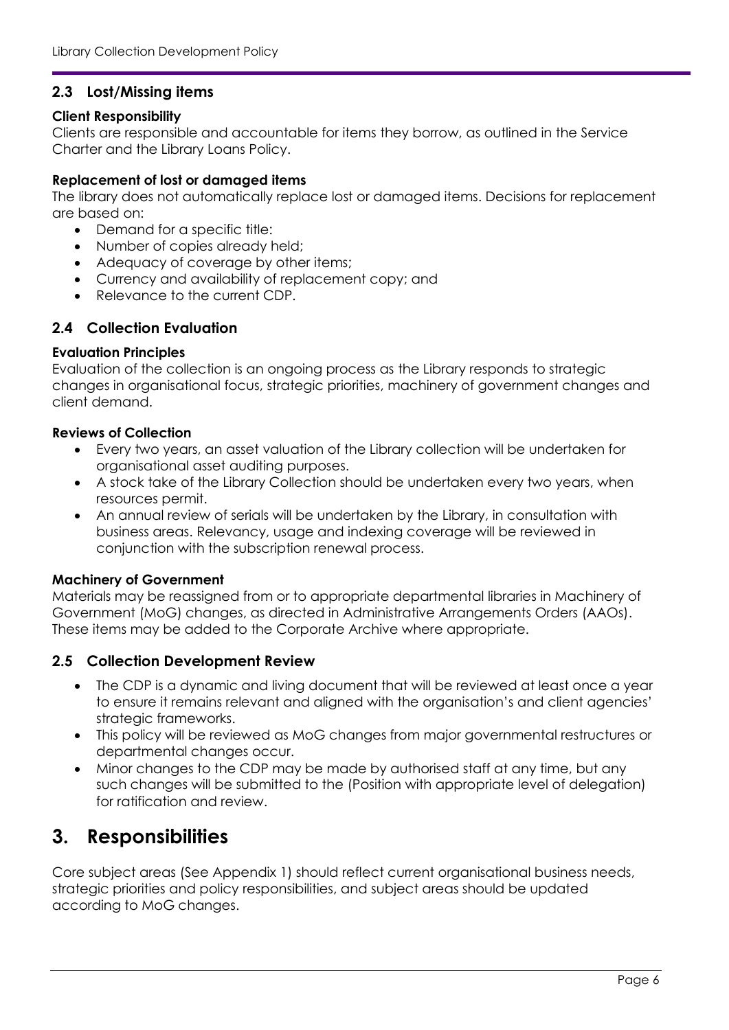## 2.3 Lost/Missing items

**Client Responsibility**

Clients are responsible and accountable for items they borrow, as outlined in the Service Charter and the Library Loans Policy.

**Replacement of lost or damaged items**

The library does not automatically replace lost or damaged items. Decisions for replacement are based on:

- Demand for a specific title:
- Number of copies already held;
- Adequacy of coverage by other items;
- Currency and availability of replacement copy; and
- Relevance to the current CDP.

## 2.4 Collection Evaluation

**Evaluation Principles**

Evaluation of the collection is an ongoing process as the Library responds to strategic changes in organisational focus, strategic priorities, machinery of government changes and client demand.

**Reviews of Collection**

- Every two years, an asset valuation of the Library collection will be undertaken for organisational asset auditing purposes.
- A stock take of the Library Collection should be undertaken every two years, when resources permit.
- An annual review of serials will be undertaken by the Library, in consultation with business areas. Relevancy, usage and indexing coverage will be reviewed in conjunction with the subscription renewal process.

**Machinery of Government**

Materials may be reassigned from or to appropriate departmental libraries in Machinery of Government (MoG) changes, as directed in Administrative Arrangements Orders (AAOs). These items may be added to the Corporate Archive where appropriate.

## 2.5 Collection Development Review

- The CDP is a dynamic and living document that will be reviewed at least once a year to ensure it remains relevant and aligned with the organisation's and client agencies' strategic frameworks.
- This policy will be reviewed as MoG changes from major governmental restructures or departmental changes occur.
- Minor changes to the CDP may be made by authorised staff at any time, but any such changes will be submitted to the (Position with appropriate level of delegation) for ratification and review.

# 3. Responsibilities

Core subject areas (See Appendix 1) should reflect current organisational business needs, strategic priorities and policy responsibilities, and subject areas should be updated according to MoG changes.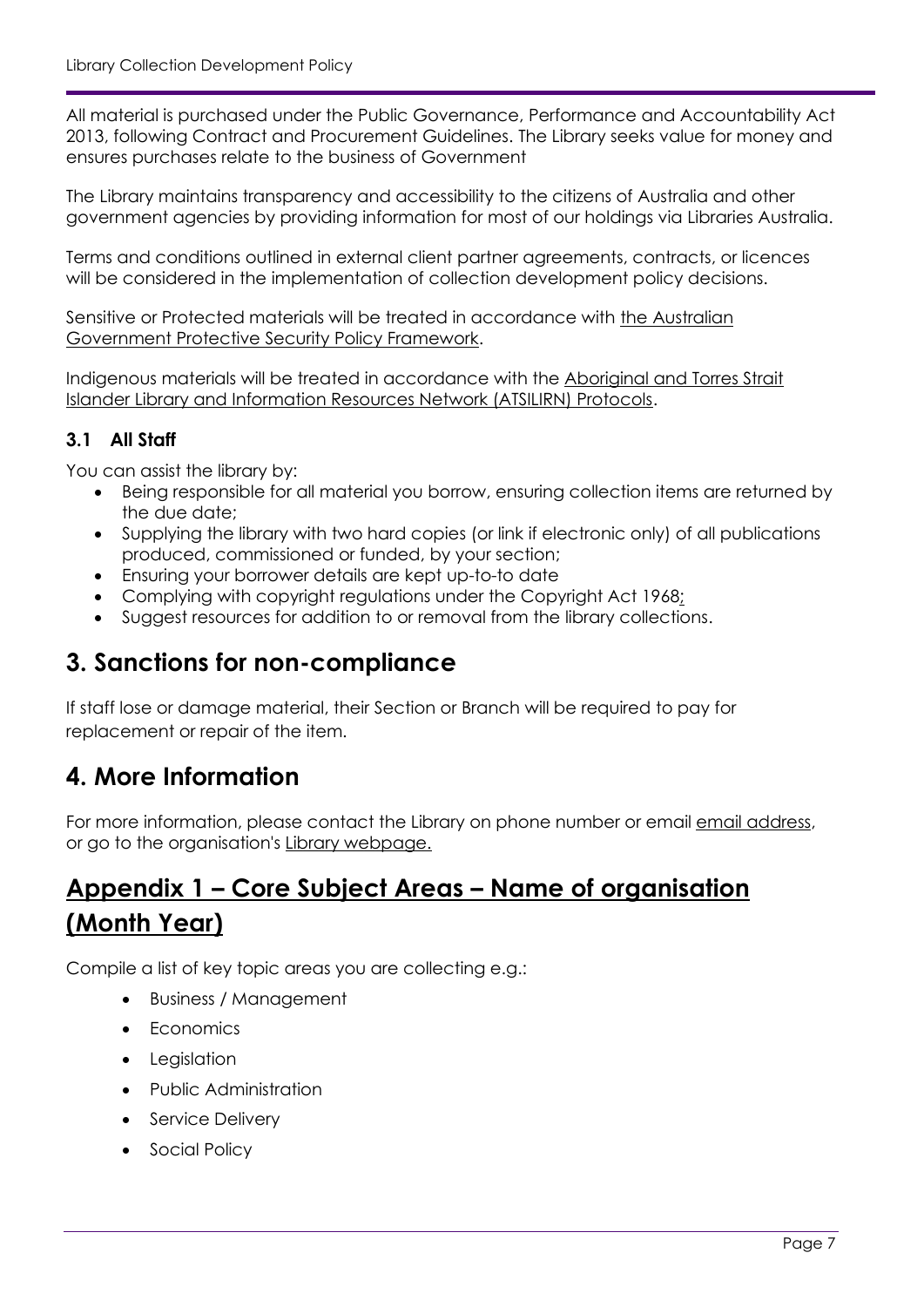All material is purchased under the Public Governance, Performance and Accountability Act 2013, following Contract and Procurement Guidelines. The Library seeks value for money and ensures purchases relate to the business of Government

The Library maintains transparency and accessibility to the citizens of Australia and other government agencies by providing information for most of our holdings via Libraries Australia.

Terms and conditions outlined in external client partner agreements, contracts, or licences will be considered in the implementation of collection development policy decisions.

Sensitive or Protected materials will be treated in accordance with the Australian Government Protective Security Policy Framework.

Indigenous materials will be treated in accordance with the Aboriginal and Torres Strait Islander Library and Information Resources Network (ATSILIRN) Protocols.

### 3.1 All Staff

You can assist the library by:

- Being responsible for all material you borrow, ensuring collection items are returned by the due date;
- Supplying the library with two hard copies (or link if electronic only) of all publications produced, commissioned or funded, by your section;
- Ensuring your borrower details are kept up-to-to date
- Complying with copyright regulations under the Copyright Act 1968;
- Suggest resources for addition to or removal from the library collections.

## 3. Sanctions for non-compliance

If staff lose or damage material, their Section or Branch will be required to pay for replacement or repair of the item.

## 4. More Information

For more information, please contact the Library on phone number or email email address, or go to the organisation's Library webpage.

## Appendix 1 – Core Subject Areas – Name of organisation (Month Year)

Compile a list of key topic areas you are collecting e.g.:

- Business / Management
- Economics
- Legislation
- Public Administration
- Service Delivery
- Social Policy